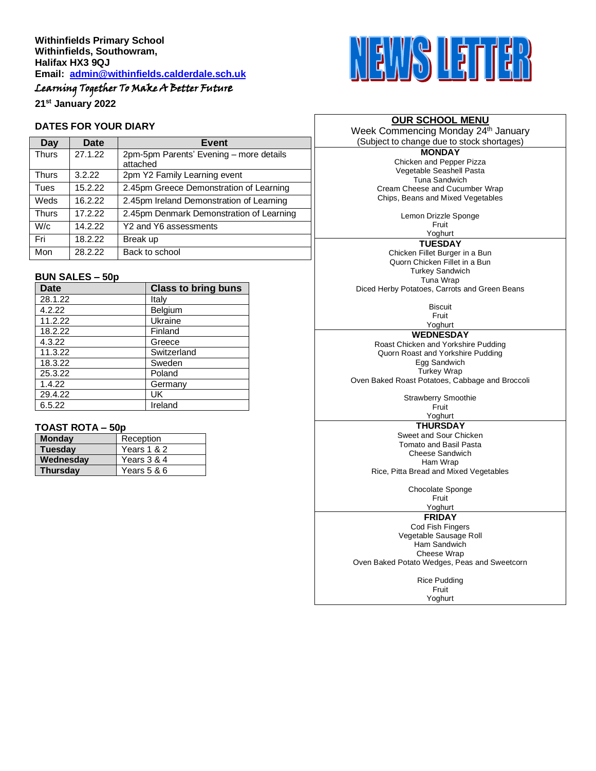**Withinfields Primary School**
**Withinfields, Southowram,**
**Halifax HX3 9QJ**
**Email: [admin@withinfields.calderdale.sch.uk](mailto:admin@withinfields.calderdale.sch.uk)**

*Learning Together To Make A Better Future*

**21st January 2022**

# NEWS LETTER

## DATES FOR YOUR DIARY

| Day | Date | Event |
|---|---|---|
| Thurs | 27.1.22 | 2pm-5pm Parents' Evening – more details attached |
| Thurs | 3.2.22 | 2pm Y2 Family Learning event |
| Tues | 15.2.22 | 2.45pm Greece Demonstration of Learning |
| Weds | 16.2.22 | 2.45pm Ireland Demonstration of Learning |
| Thurs | 17.2.22 | 2.45pm Denmark Demonstration of Learning |
| W/c | 14.2.22 | Y2 and Y6 assessments |
| Fri | 18.2.22 | Break up |
| Mon | 28.2.22 | Back to school |

## BUN SALES – 50p

| Date | Class to bring buns |
|---|---|
| 28.1.22 | Italy |
| 4.2.22 | Belgium |
| 11.2.22 | Ukraine |
| 18.2.22 | Finland |
| 4.3.22 | Greece |
| 11.3.22 | Switzerland |
| 18.3.22 | Sweden |
| 25.3.22 | Poland |
| 1.4.22 | Germany |
| 29.4.22 | UK |
| 6.5.22 | Ireland |

## TOAST ROTA – 50p

| | |
|---|---|
| **Monday** | Reception |
| **Tuesday** | Years 1 & 2 |
| **Wednesday** | Years 3 & 4 |
| **Thursday** | Years 5 & 6 |

## OUR SCHOOL MENU

Week Commencing Monday 24th January
(Subject to change due to stock shortages)

**MONDAY**
Chicken and Pepper Pizza
Vegetable Seashell Pasta
Tuna Sandwich
Cream Cheese and Cucumber Wrap
Chips, Beans and Mixed Vegetables

Lemon Drizzle Sponge
Fruit
Yoghurt

**TUESDAY**
Chicken Fillet Burger in a Bun
Quorn Chicken Fillet in a Bun
Turkey Sandwich
Tuna Wrap
Diced Herby Potatoes, Carrots and Green Beans

Biscuit
Fruit
Yoghurt

**WEDNESDAY**
Roast Chicken and Yorkshire Pudding
Quorn Roast and Yorkshire Pudding
Egg Sandwich
Turkey Wrap
Oven Baked Roast Potatoes, Cabbage and Broccoli

Strawberry Smoothie
Fruit
Yoghurt

**THURSDAY**
Sweet and Sour Chicken
Tomato and Basil Pasta
Cheese Sandwich
Ham Wrap
Rice, Pitta Bread and Mixed Vegetables

Chocolate Sponge
Fruit
Yoghurt

**FRIDAY**
Cod Fish Fingers
Vegetable Sausage Roll
Ham Sandwich
Cheese Wrap
Oven Baked Potato Wedges, Peas and Sweetcorn

Rice Pudding
Fruit
Yoghurt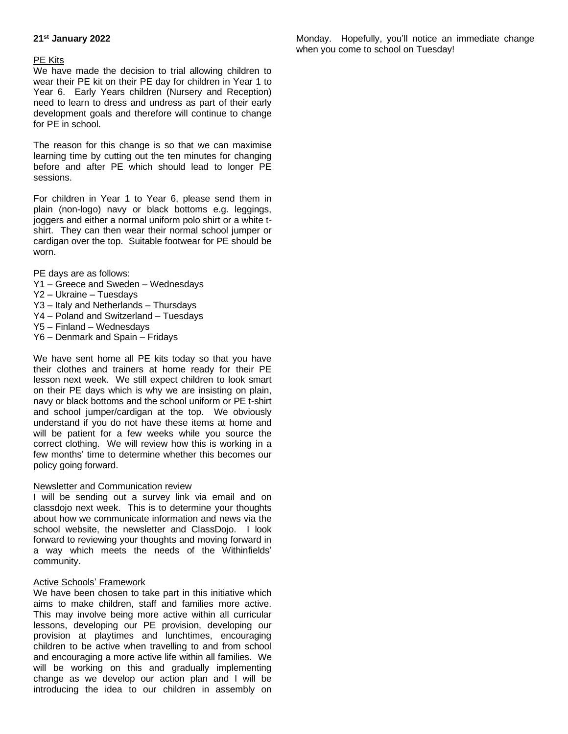**21st January 2022**

## PE Kits

We have made the decision to trial allowing children to wear their PE kit on their PE day for children in Year 1 to Year 6. Early Years children (Nursery and Reception) need to learn to dress and undress as part of their early development goals and therefore will continue to change for PE in school.

The reason for this change is so that we can maximise learning time by cutting out the ten minutes for changing before and after PE which should lead to longer PE sessions.

For children in Year 1 to Year 6, please send them in plain (non-logo) navy or black bottoms e.g. leggings, joggers and either a normal uniform polo shirt or a white t-shirt. They can then wear their normal school jumper or cardigan over the top. Suitable footwear for PE should be worn.

PE days are as follows:
- Y1 – Greece and Sweden – Wednesdays
- Y2 – Ukraine – Tuesdays
- Y3 – Italy and Netherlands – Thursdays
- Y4 – Poland and Switzerland – Tuesdays
- Y5 – Finland – Wednesdays
- Y6 – Denmark and Spain – Fridays

We have sent home all PE kits today so that you have their clothes and trainers at home ready for their PE lesson next week. We still expect children to look smart on their PE days which is why we are insisting on plain, navy or black bottoms and the school uniform or PE t-shirt and school jumper/cardigan at the top. We obviously understand if you do not have these items at home and will be patient for a few weeks while you source the correct clothing. We will review how this is working in a few months' time to determine whether this becomes our policy going forward.

## Newsletter and Communication review

I will be sending out a survey link via email and on classdojo next week. This is to determine your thoughts about how we communicate information and news via the school website, the newsletter and ClassDojo. I look forward to reviewing your thoughts and moving forward in a way which meets the needs of the Withinfields' community.

## Active Schools' Framework

We have been chosen to take part in this initiative which aims to make children, staff and families more active. This may involve being more active within all curricular lessons, developing our PE provision, developing our provision at playtimes and lunchtimes, encouraging children to be active when travelling to and from school and encouraging a more active life within all families. We will be working on this and gradually implementing change as we develop our action plan and I will be introducing the idea to our children in assembly on Monday. Hopefully, you'll notice an immediate change when you come to school on Tuesday!